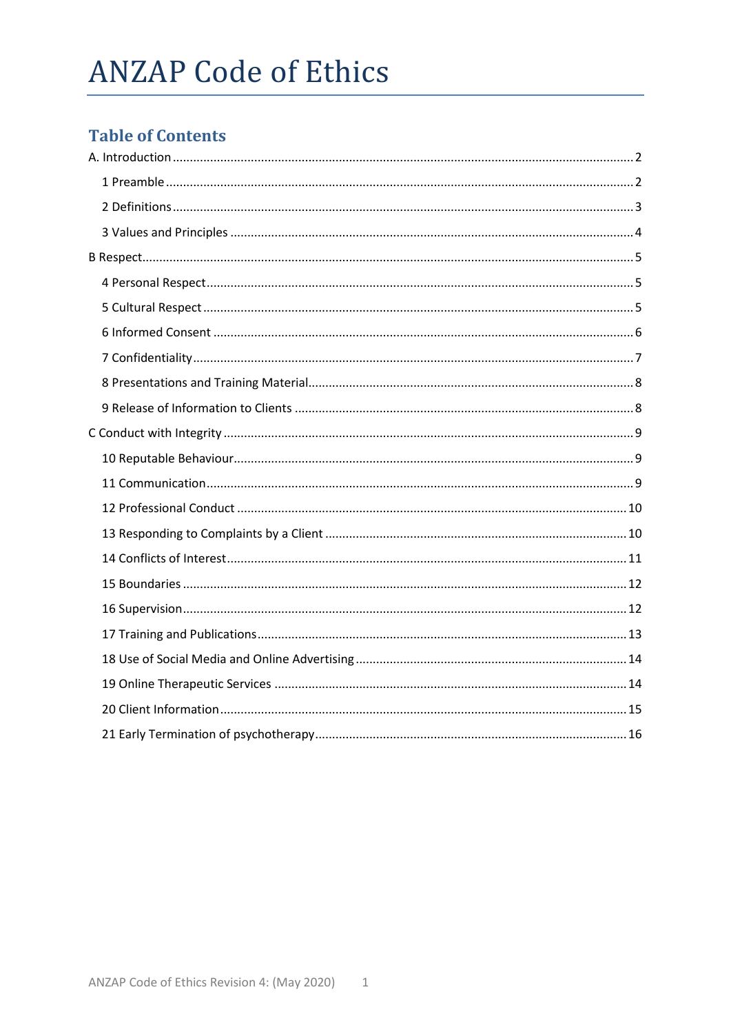# ANZAP Code of Ethics

## Table of Contents

- A. Introduction ..... 2
  - 1 Preamble ..... 2
  - 2 Definitions ..... 3
  - 3 Values and Principles ..... 4
- B Respect ..... 5
  - 4 Personal Respect ..... 5
  - 5 Cultural Respect ..... 5
  - 6 Informed Consent ..... 6
  - 7 Confidentiality ..... 7
  - 8 Presentations and Training Material ..... 8
  - 9 Release of Information to Clients ..... 8
- C Conduct with Integrity ..... 9
  - 10 Reputable Behaviour ..... 9
  - 11 Communication ..... 9
  - 12 Professional Conduct ..... 10
  - 13 Responding to Complaints by a Client ..... 10
  - 14 Conflicts of Interest ..... 11
  - 15 Boundaries ..... 12
  - 16 Supervision ..... 12
  - 17 Training and Publications ..... 13
  - 18 Use of Social Media and Online Advertising ..... 14
  - 19 Online Therapeutic Services ..... 14
  - 20 Client Information ..... 15
  - 21 Early Termination of psychotherapy ..... 16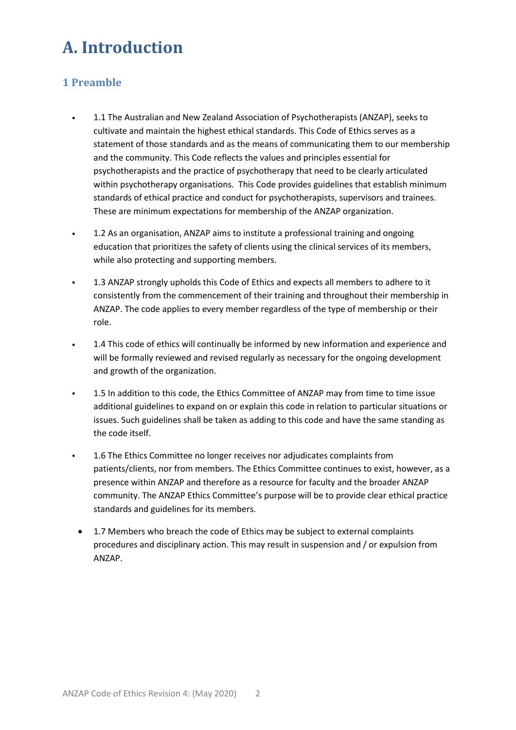# A. Introduction

## 1 Preamble

- 1.1 The Australian and New Zealand Association of Psychotherapists (ANZAP), seeks to cultivate and maintain the highest ethical standards. This Code of Ethics serves as a statement of those standards and as the means of communicating them to our membership and the community. This Code reflects the values and principles essential for psychotherapists and the practice of psychotherapy that need to be clearly articulated within psychotherapy organisations. This Code provides guidelines that establish minimum standards of ethical practice and conduct for psychotherapists, supervisors and trainees. These are minimum expectations for membership of the ANZAP organization.

- 1.2 As an organisation, ANZAP aims to institute a professional training and ongoing education that prioritizes the safety of clients using the clinical services of its members, while also protecting and supporting members.

- 1.3 ANZAP strongly upholds this Code of Ethics and expects all members to adhere to it consistently from the commencement of their training and throughout their membership in ANZAP. The code applies to every member regardless of the type of membership or their role.

- 1.4 This code of ethics will continually be informed by new information and experience and will be formally reviewed and revised regularly as necessary for the ongoing development and growth of the organization.

- 1.5 In addition to this code, the Ethics Committee of ANZAP may from time to time issue additional guidelines to expand on or explain this code in relation to particular situations or issues. Such guidelines shall be taken as adding to this code and have the same standing as the code itself.

- 1.6 The Ethics Committee no longer receives nor adjudicates complaints from patients/clients, nor from members. The Ethics Committee continues to exist, however, as a presence within ANZAP and therefore as a resource for faculty and the broader ANZAP community. The ANZAP Ethics Committee's purpose will be to provide clear ethical practice standards and guidelines for its members.

- 1.7 Members who breach the code of Ethics may be subject to external complaints procedures and disciplinary action. This may result in suspension and / or expulsion from ANZAP.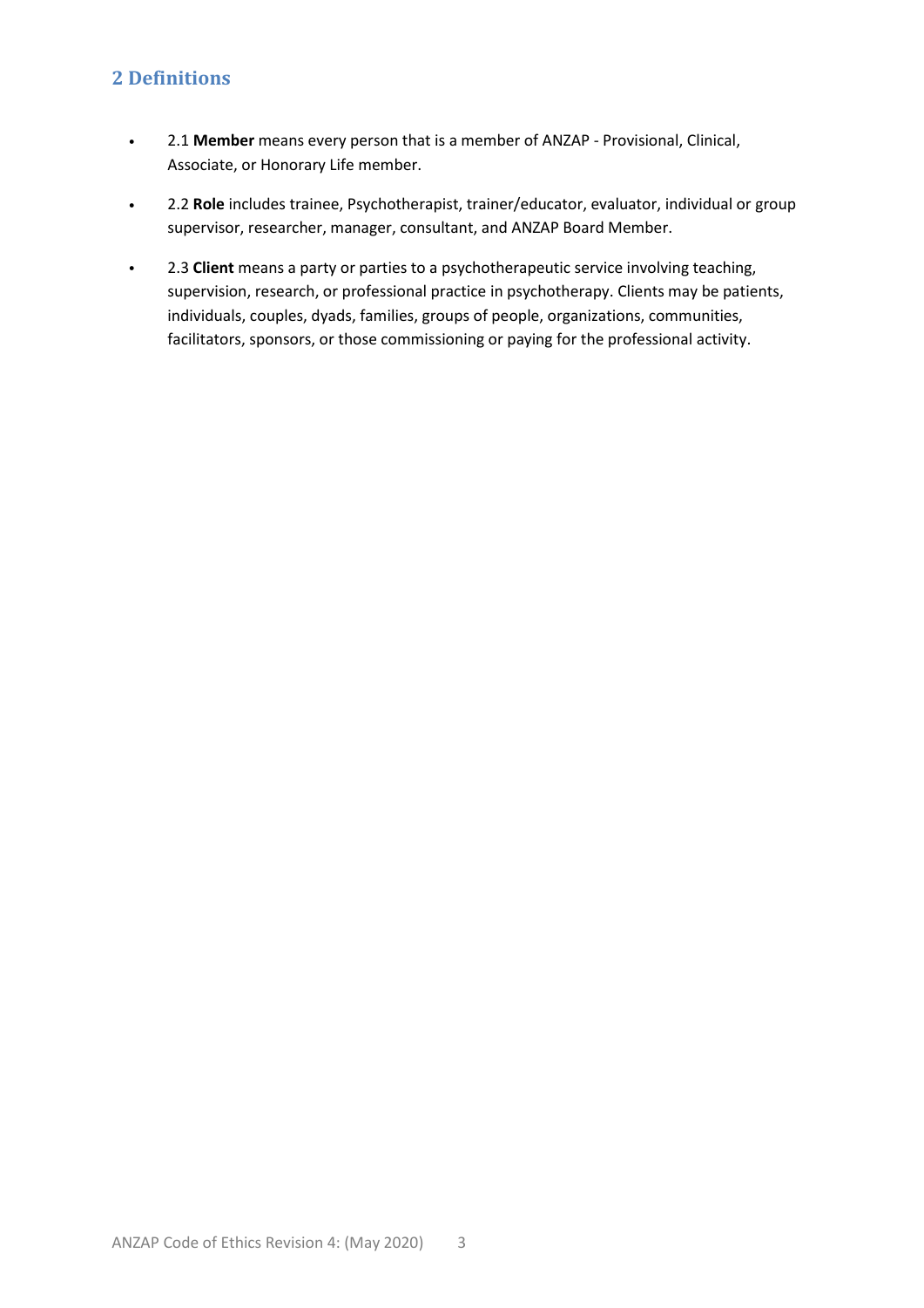## 2 Definitions

- 2.1 **Member** means every person that is a member of ANZAP - Provisional, Clinical, Associate, or Honorary Life member.
- 2.2 **Role** includes trainee, Psychotherapist, trainer/educator, evaluator, individual or group supervisor, researcher, manager, consultant, and ANZAP Board Member.
- 2.3 **Client** means a party or parties to a psychotherapeutic service involving teaching, supervision, research, or professional practice in psychotherapy. Clients may be patients, individuals, couples, dyads, families, groups of people, organizations, communities, facilitators, sponsors, or those commissioning or paying for the professional activity.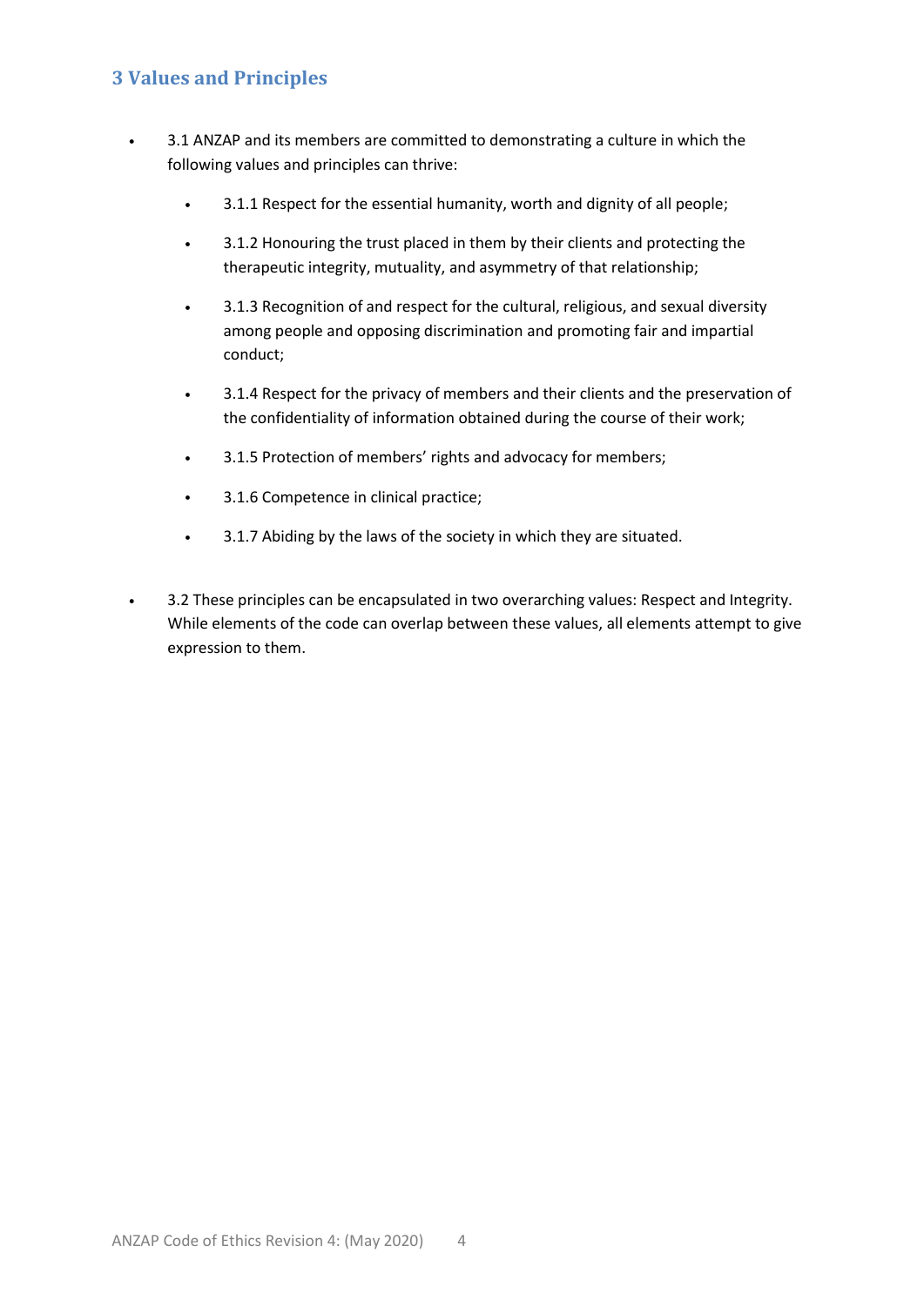## 3 Values and Principles

- 3.1 ANZAP and its members are committed to demonstrating a culture in which the following values and principles can thrive:
    - 3.1.1 Respect for the essential humanity, worth and dignity of all people;
    - 3.1.2 Honouring the trust placed in them by their clients and protecting the therapeutic integrity, mutuality, and asymmetry of that relationship;
    - 3.1.3 Recognition of and respect for the cultural, religious, and sexual diversity among people and opposing discrimination and promoting fair and impartial conduct;
    - 3.1.4 Respect for the privacy of members and their clients and the preservation of the confidentiality of information obtained during the course of their work;
    - 3.1.5 Protection of members' rights and advocacy for members;
    - 3.1.6 Competence in clinical practice;
    - 3.1.7 Abiding by the laws of the society in which they are situated.
- 3.2 These principles can be encapsulated in two overarching values: Respect and Integrity. While elements of the code can overlap between these values, all elements attempt to give expression to them.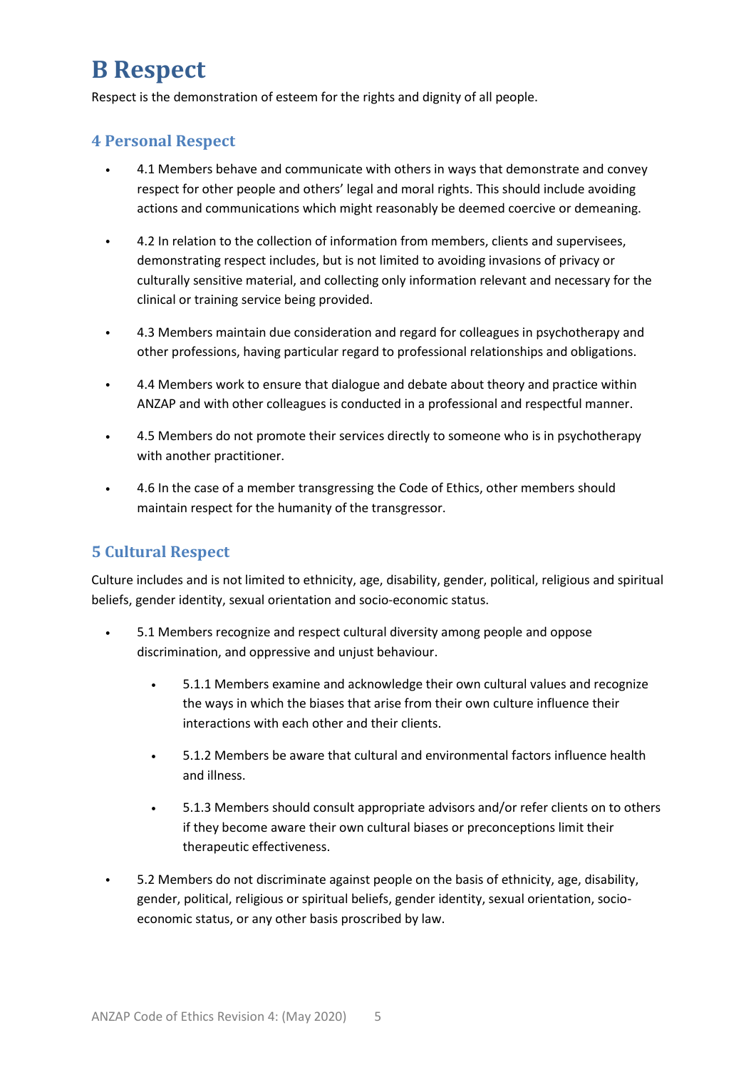# B Respect

Respect is the demonstration of esteem for the rights and dignity of all people.

## 4 Personal Respect

- 4.1 Members behave and communicate with others in ways that demonstrate and convey respect for other people and others' legal and moral rights. This should include avoiding actions and communications which might reasonably be deemed coercive or demeaning.
- 4.2 In relation to the collection of information from members, clients and supervisees, demonstrating respect includes, but is not limited to avoiding invasions of privacy or culturally sensitive material, and collecting only information relevant and necessary for the clinical or training service being provided.
- 4.3 Members maintain due consideration and regard for colleagues in psychotherapy and other professions, having particular regard to professional relationships and obligations.
- 4.4 Members work to ensure that dialogue and debate about theory and practice within ANZAP and with other colleagues is conducted in a professional and respectful manner.
- 4.5 Members do not promote their services directly to someone who is in psychotherapy with another practitioner.
- 4.6 In the case of a member transgressing the Code of Ethics, other members should maintain respect for the humanity of the transgressor.

## 5 Cultural Respect

Culture includes and is not limited to ethnicity, age, disability, gender, political, religious and spiritual beliefs, gender identity, sexual orientation and socio-economic status.

- 5.1 Members recognize and respect cultural diversity among people and oppose discrimination, and oppressive and unjust behaviour.
  - 5.1.1 Members examine and acknowledge their own cultural values and recognize the ways in which the biases that arise from their own culture influence their interactions with each other and their clients.
  - 5.1.2 Members be aware that cultural and environmental factors influence health and illness.
  - 5.1.3 Members should consult appropriate advisors and/or refer clients on to others if they become aware their own cultural biases or preconceptions limit their therapeutic effectiveness.
- 5.2 Members do not discriminate against people on the basis of ethnicity, age, disability, gender, political, religious or spiritual beliefs, gender identity, sexual orientation, socio-economic status, or any other basis proscribed by law.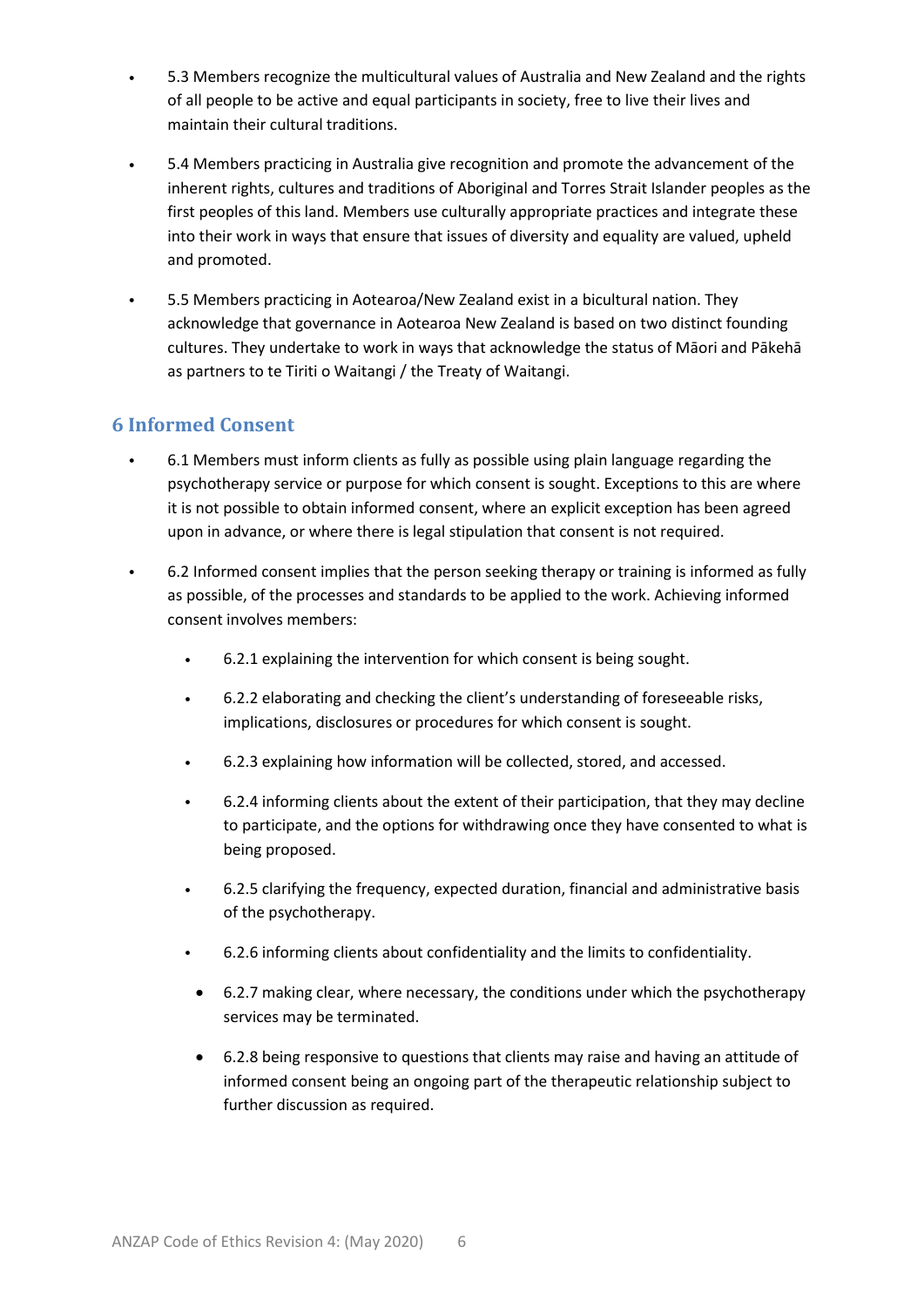- 5.3 Members recognize the multicultural values of Australia and New Zealand and the rights of all people to be active and equal participants in society, free to live their lives and maintain their cultural traditions.

- 5.4 Members practicing in Australia give recognition and promote the advancement of the inherent rights, cultures and traditions of Aboriginal and Torres Strait Islander peoples as the first peoples of this land. Members use culturally appropriate practices and integrate these into their work in ways that ensure that issues of diversity and equality are valued, upheld and promoted.

- 5.5 Members practicing in Aotearoa/New Zealand exist in a bicultural nation. They acknowledge that governance in Aotearoa New Zealand is based on two distinct founding cultures. They undertake to work in ways that acknowledge the status of Māori and Pākehā as partners to te Tiriti o Waitangi / the Treaty of Waitangi.

## 6 Informed Consent

- 6.1 Members must inform clients as fully as possible using plain language regarding the psychotherapy service or purpose for which consent is sought. Exceptions to this are where it is not possible to obtain informed consent, where an explicit exception has been agreed upon in advance, or where there is legal stipulation that consent is not required.

- 6.2 Informed consent implies that the person seeking therapy or training is informed as fully as possible, of the processes and standards to be applied to the work. Achieving informed consent involves members:

  - 6.2.1 explaining the intervention for which consent is being sought.

  - 6.2.2 elaborating and checking the client's understanding of foreseeable risks, implications, disclosures or procedures for which consent is sought.

  - 6.2.3 explaining how information will be collected, stored, and accessed.

  - 6.2.4 informing clients about the extent of their participation, that they may decline to participate, and the options for withdrawing once they have consented to what is being proposed.

  - 6.2.5 clarifying the frequency, expected duration, financial and administrative basis of the psychotherapy.

  - 6.2.6 informing clients about confidentiality and the limits to confidentiality.

  - 6.2.7 making clear, where necessary, the conditions under which the psychotherapy services may be terminated.

  - 6.2.8 being responsive to questions that clients may raise and having an attitude of informed consent being an ongoing part of the therapeutic relationship subject to further discussion as required.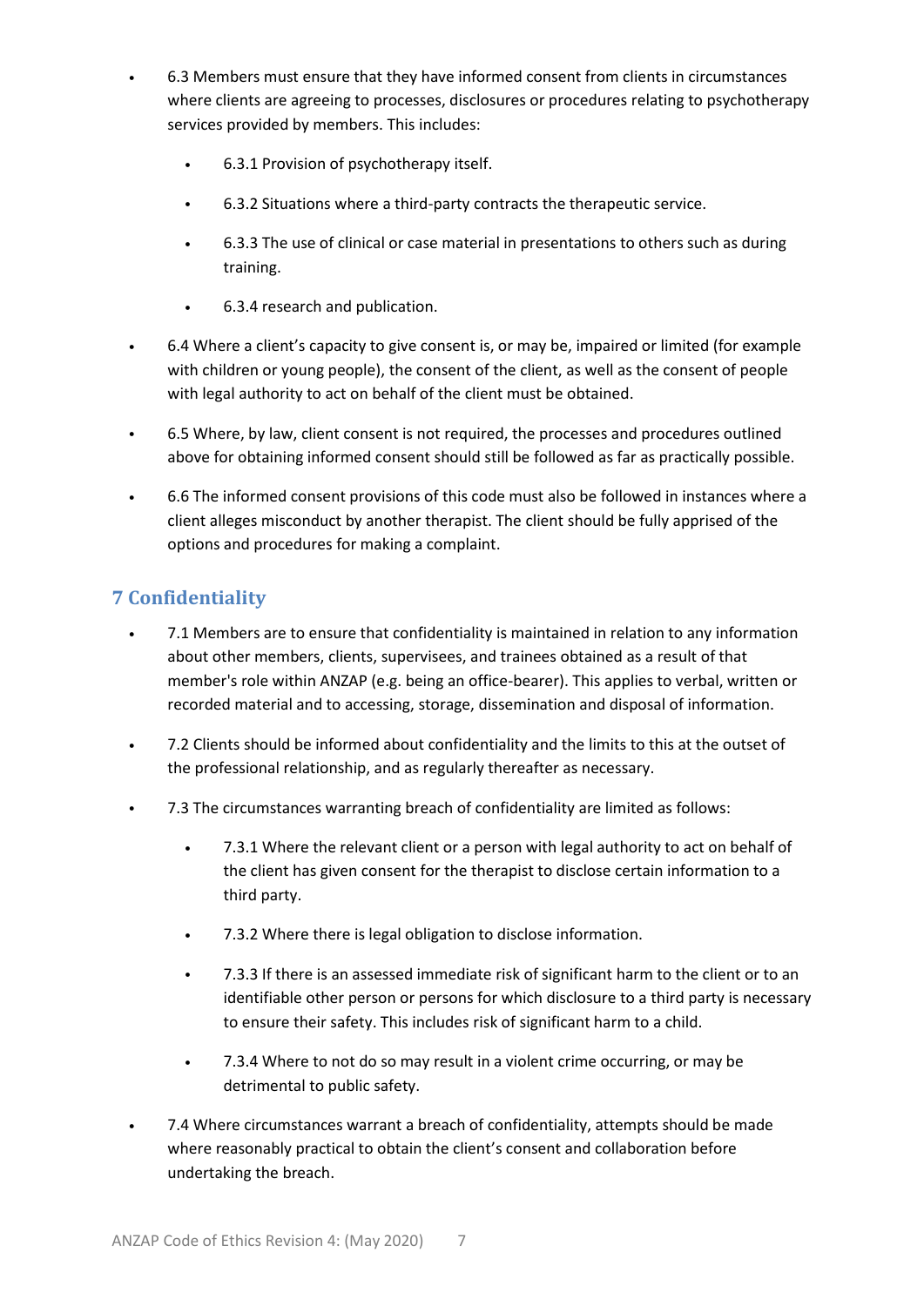- 6.3 Members must ensure that they have informed consent from clients in circumstances where clients are agreeing to processes, disclosures or procedures relating to psychotherapy services provided by members. This includes:
  - 6.3.1 Provision of psychotherapy itself.
  - 6.3.2 Situations where a third-party contracts the therapeutic service.
  - 6.3.3 The use of clinical or case material in presentations to others such as during training.
  - 6.3.4 research and publication.
- 6.4 Where a client's capacity to give consent is, or may be, impaired or limited (for example with children or young people), the consent of the client, as well as the consent of people with legal authority to act on behalf of the client must be obtained.
- 6.5 Where, by law, client consent is not required, the processes and procedures outlined above for obtaining informed consent should still be followed as far as practically possible.
- 6.6 The informed consent provisions of this code must also be followed in instances where a client alleges misconduct by another therapist. The client should be fully apprised of the options and procedures for making a complaint.

## 7 Confidentiality

- 7.1 Members are to ensure that confidentiality is maintained in relation to any information about other members, clients, supervisees, and trainees obtained as a result of that member's role within ANZAP (e.g. being an office-bearer). This applies to verbal, written or recorded material and to accessing, storage, dissemination and disposal of information.
- 7.2 Clients should be informed about confidentiality and the limits to this at the outset of the professional relationship, and as regularly thereafter as necessary.
- 7.3 The circumstances warranting breach of confidentiality are limited as follows:
  - 7.3.1 Where the relevant client or a person with legal authority to act on behalf of the client has given consent for the therapist to disclose certain information to a third party.
  - 7.3.2 Where there is legal obligation to disclose information.
  - 7.3.3 If there is an assessed immediate risk of significant harm to the client or to an identifiable other person or persons for which disclosure to a third party is necessary to ensure their safety. This includes risk of significant harm to a child.
  - 7.3.4 Where to not do so may result in a violent crime occurring, or may be detrimental to public safety.
- 7.4 Where circumstances warrant a breach of confidentiality, attempts should be made where reasonably practical to obtain the client's consent and collaboration before undertaking the breach.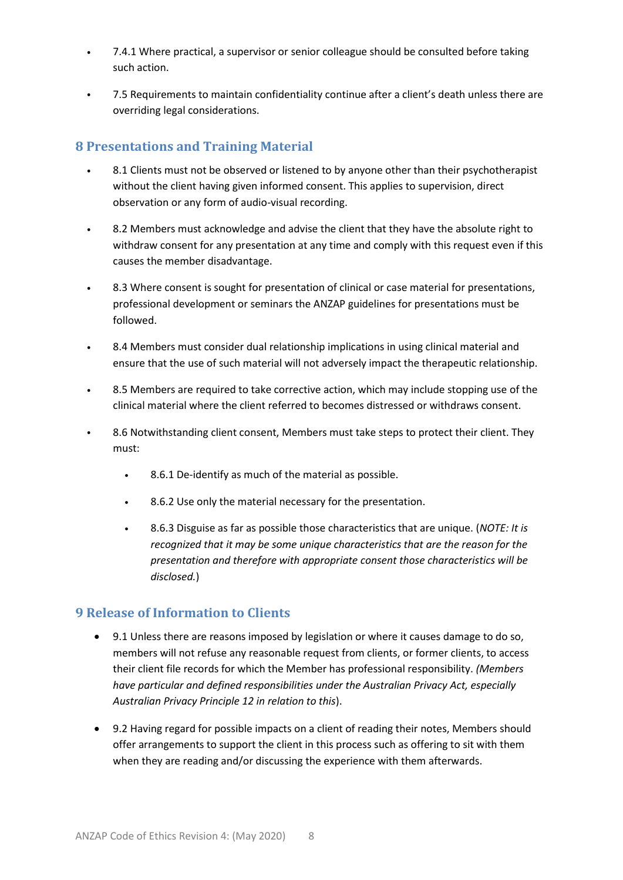- 7.4.1 Where practical, a supervisor or senior colleague should be consulted before taking such action.
- 7.5 Requirements to maintain confidentiality continue after a client's death unless there are overriding legal considerations.

## 8 Presentations and Training Material

- 8.1 Clients must not be observed or listened to by anyone other than their psychotherapist without the client having given informed consent. This applies to supervision, direct observation or any form of audio-visual recording.
- 8.2 Members must acknowledge and advise the client that they have the absolute right to withdraw consent for any presentation at any time and comply with this request even if this causes the member disadvantage.
- 8.3 Where consent is sought for presentation of clinical or case material for presentations, professional development or seminars the ANZAP guidelines for presentations must be followed.
- 8.4 Members must consider dual relationship implications in using clinical material and ensure that the use of such material will not adversely impact the therapeutic relationship.
- 8.5 Members are required to take corrective action, which may include stopping use of the clinical material where the client referred to becomes distressed or withdraws consent.
- 8.6 Notwithstanding client consent, Members must take steps to protect their client. They must:
    - 8.6.1 De-identify as much of the material as possible.
    - 8.6.2 Use only the material necessary for the presentation.
    - 8.6.3 Disguise as far as possible those characteristics that are unique. (*NOTE: It is recognized that it may be some unique characteristics that are the reason for the presentation and therefore with appropriate consent those characteristics will be disclosed.*)

## 9 Release of Information to Clients

- 9.1 Unless there are reasons imposed by legislation or where it causes damage to do so, members will not refuse any reasonable request from clients, or former clients, to access their client file records for which the Member has professional responsibility. *(Members have particular and defined responsibilities under the Australian Privacy Act, especially Australian Privacy Principle 12 in relation to this*).
- 9.2 Having regard for possible impacts on a client of reading their notes, Members should offer arrangements to support the client in this process such as offering to sit with them when they are reading and/or discussing the experience with them afterwards.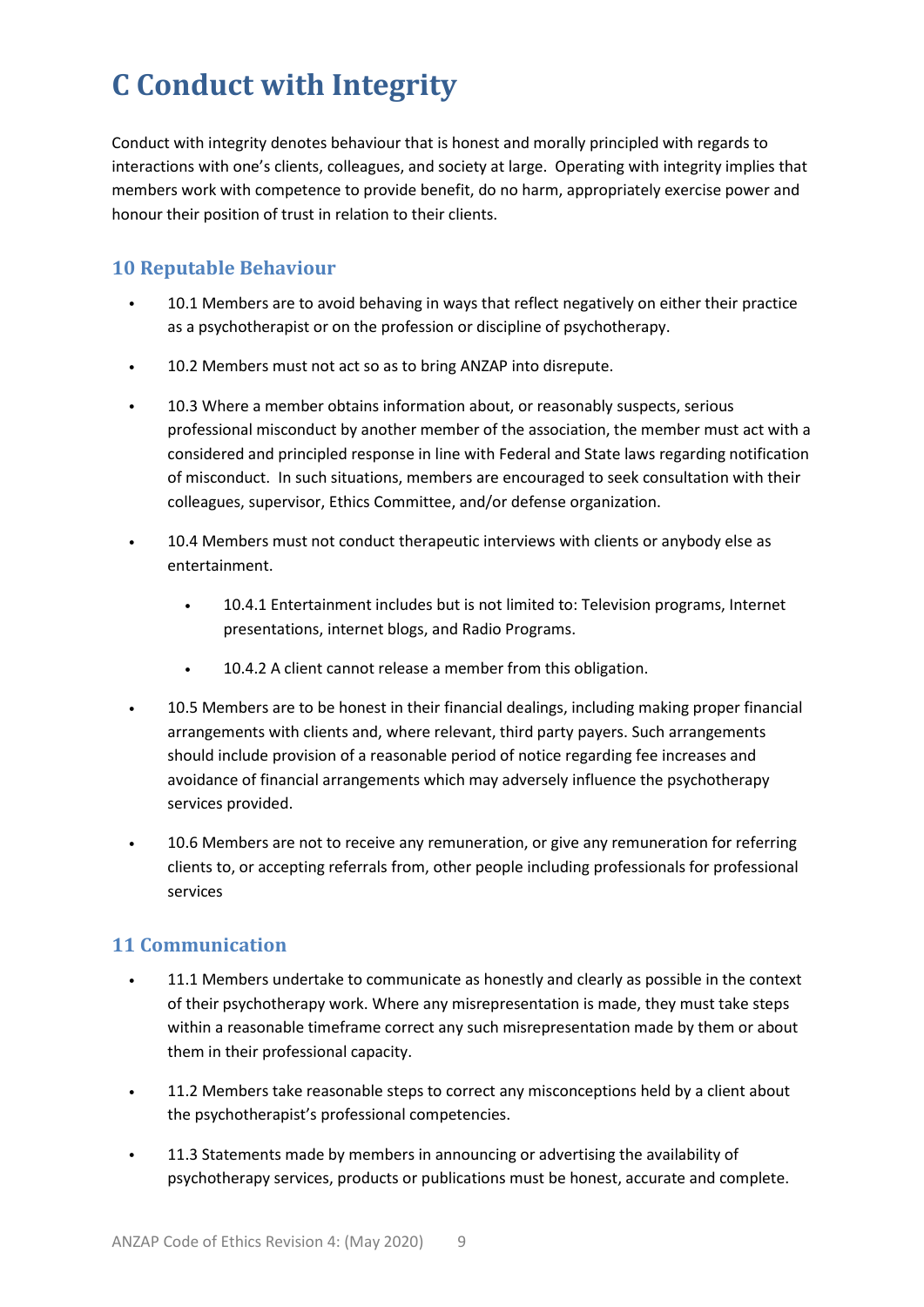# C Conduct with Integrity

Conduct with integrity denotes behaviour that is honest and morally principled with regards to interactions with one's clients, colleagues, and society at large. Operating with integrity implies that members work with competence to provide benefit, do no harm, appropriately exercise power and honour their position of trust in relation to their clients.

## 10 Reputable Behaviour

- 10.1 Members are to avoid behaving in ways that reflect negatively on either their practice as a psychotherapist or on the profession or discipline of psychotherapy.
- 10.2 Members must not act so as to bring ANZAP into disrepute.
- 10.3 Where a member obtains information about, or reasonably suspects, serious professional misconduct by another member of the association, the member must act with a considered and principled response in line with Federal and State laws regarding notification of misconduct. In such situations, members are encouraged to seek consultation with their colleagues, supervisor, Ethics Committee, and/or defense organization.
- 10.4 Members must not conduct therapeutic interviews with clients or anybody else as entertainment.
  - 10.4.1 Entertainment includes but is not limited to: Television programs, Internet presentations, internet blogs, and Radio Programs.
  - 10.4.2 A client cannot release a member from this obligation.
- 10.5 Members are to be honest in their financial dealings, including making proper financial arrangements with clients and, where relevant, third party payers. Such arrangements should include provision of a reasonable period of notice regarding fee increases and avoidance of financial arrangements which may adversely influence the psychotherapy services provided.
- 10.6 Members are not to receive any remuneration, or give any remuneration for referring clients to, or accepting referrals from, other people including professionals for professional services

## 11 Communication

- 11.1 Members undertake to communicate as honestly and clearly as possible in the context of their psychotherapy work. Where any misrepresentation is made, they must take steps within a reasonable timeframe correct any such misrepresentation made by them or about them in their professional capacity.
- 11.2 Members take reasonable steps to correct any misconceptions held by a client about the psychotherapist's professional competencies.
- 11.3 Statements made by members in announcing or advertising the availability of psychotherapy services, products or publications must be honest, accurate and complete.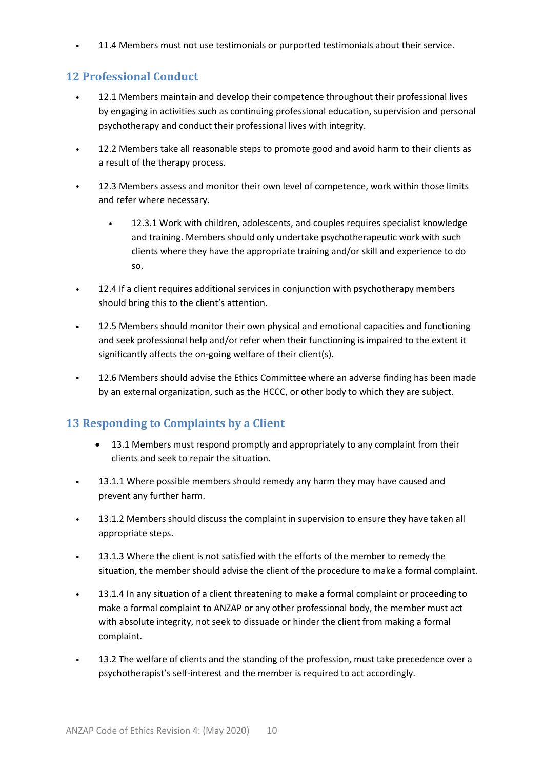- 11.4 Members must not use testimonials or purported testimonials about their service.

## 12 Professional Conduct

- 12.1 Members maintain and develop their competence throughout their professional lives by engaging in activities such as continuing professional education, supervision and personal psychotherapy and conduct their professional lives with integrity.
- 12.2 Members take all reasonable steps to promote good and avoid harm to their clients as a result of the therapy process.
- 12.3 Members assess and monitor their own level of competence, work within those limits and refer where necessary.
    - 12.3.1 Work with children, adolescents, and couples requires specialist knowledge and training. Members should only undertake psychotherapeutic work with such clients where they have the appropriate training and/or skill and experience to do so.
- 12.4 If a client requires additional services in conjunction with psychotherapy members should bring this to the client's attention.
- 12.5 Members should monitor their own physical and emotional capacities and functioning and seek professional help and/or refer when their functioning is impaired to the extent it significantly affects the on-going welfare of their client(s).
- 12.6 Members should advise the Ethics Committee where an adverse finding has been made by an external organization, such as the HCCC, or other body to which they are subject.

## 13 Responding to Complaints by a Client

- 13.1 Members must respond promptly and appropriately to any complaint from their clients and seek to repair the situation.
- 13.1.1 Where possible members should remedy any harm they may have caused and prevent any further harm.
- 13.1.2 Members should discuss the complaint in supervision to ensure they have taken all appropriate steps.
- 13.1.3 Where the client is not satisfied with the efforts of the member to remedy the situation, the member should advise the client of the procedure to make a formal complaint.
- 13.1.4 In any situation of a client threatening to make a formal complaint or proceeding to make a formal complaint to ANZAP or any other professional body, the member must act with absolute integrity, not seek to dissuade or hinder the client from making a formal complaint.
- 13.2 The welfare of clients and the standing of the profession, must take precedence over a psychotherapist's self-interest and the member is required to act accordingly.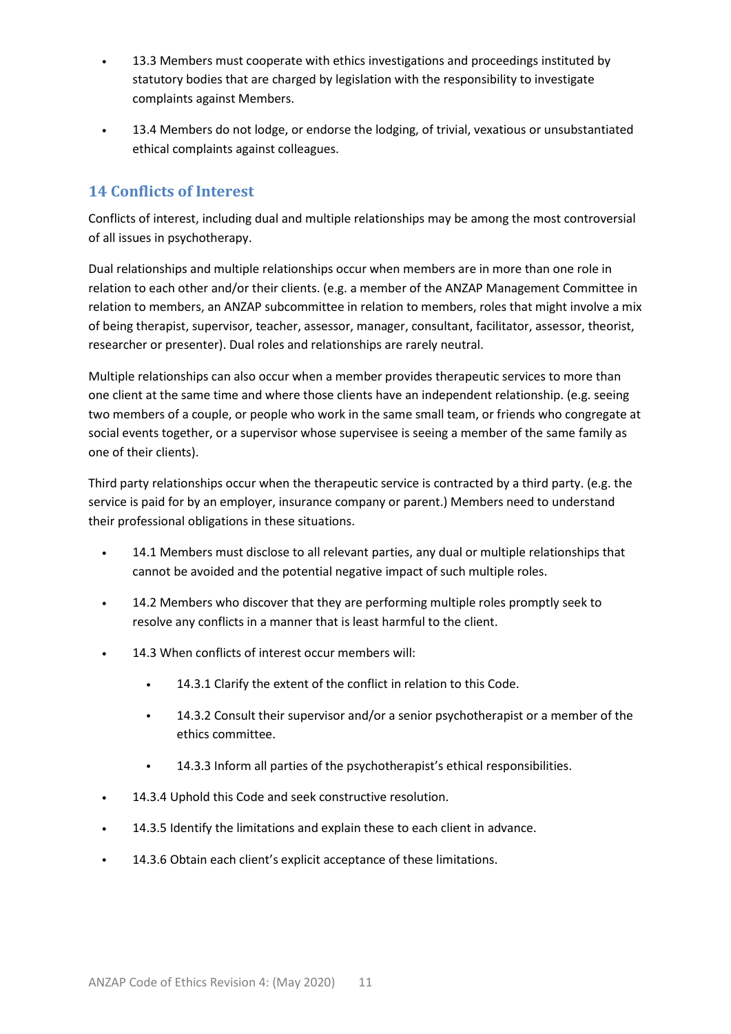- 13.3 Members must cooperate with ethics investigations and proceedings instituted by statutory bodies that are charged by legislation with the responsibility to investigate complaints against Members.
- 13.4 Members do not lodge, or endorse the lodging, of trivial, vexatious or unsubstantiated ethical complaints against colleagues.

## 14 Conflicts of Interest

Conflicts of interest, including dual and multiple relationships may be among the most controversial of all issues in psychotherapy.

Dual relationships and multiple relationships occur when members are in more than one role in relation to each other and/or their clients. (e.g. a member of the ANZAP Management Committee in relation to members, an ANZAP subcommittee in relation to members, roles that might involve a mix of being therapist, supervisor, teacher, assessor, manager, consultant, facilitator, assessor, theorist, researcher or presenter). Dual roles and relationships are rarely neutral.

Multiple relationships can also occur when a member provides therapeutic services to more than one client at the same time and where those clients have an independent relationship. (e.g. seeing two members of a couple, or people who work in the same small team, or friends who congregate at social events together, or a supervisor whose supervisee is seeing a member of the same family as one of their clients).

Third party relationships occur when the therapeutic service is contracted by a third party. (e.g. the service is paid for by an employer, insurance company or parent.) Members need to understand their professional obligations in these situations.

- 14.1 Members must disclose to all relevant parties, any dual or multiple relationships that cannot be avoided and the potential negative impact of such multiple roles.
- 14.2 Members who discover that they are performing multiple roles promptly seek to resolve any conflicts in a manner that is least harmful to the client.
- 14.3 When conflicts of interest occur members will:
    - 14.3.1 Clarify the extent of the conflict in relation to this Code.
    - 14.3.2 Consult their supervisor and/or a senior psychotherapist or a member of the ethics committee.
    - 14.3.3 Inform all parties of the psychotherapist's ethical responsibilities.
- 14.3.4 Uphold this Code and seek constructive resolution.
- 14.3.5 Identify the limitations and explain these to each client in advance.
- 14.3.6 Obtain each client's explicit acceptance of these limitations.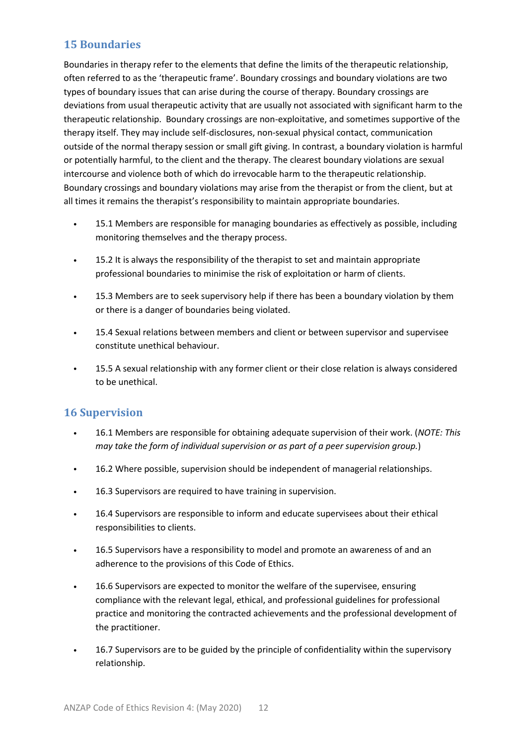## 15 Boundaries

Boundaries in therapy refer to the elements that define the limits of the therapeutic relationship, often referred to as the 'therapeutic frame'. Boundary crossings and boundary violations are two types of boundary issues that can arise during the course of therapy. Boundary crossings are deviations from usual therapeutic activity that are usually not associated with significant harm to the therapeutic relationship. Boundary crossings are non-exploitative, and sometimes supportive of the therapy itself. They may include self-disclosures, non-sexual physical contact, communication outside of the normal therapy session or small gift giving. In contrast, a boundary violation is harmful or potentially harmful, to the client and the therapy. The clearest boundary violations are sexual intercourse and violence both of which do irrevocable harm to the therapeutic relationship. Boundary crossings and boundary violations may arise from the therapist or from the client, but at all times it remains the therapist's responsibility to maintain appropriate boundaries.

- 15.1 Members are responsible for managing boundaries as effectively as possible, including monitoring themselves and the therapy process.
- 15.2 It is always the responsibility of the therapist to set and maintain appropriate professional boundaries to minimise the risk of exploitation or harm of clients.
- 15.3 Members are to seek supervisory help if there has been a boundary violation by them or there is a danger of boundaries being violated.
- 15.4 Sexual relations between members and client or between supervisor and supervisee constitute unethical behaviour.
- 15.5 A sexual relationship with any former client or their close relation is always considered to be unethical.

## 16 Supervision

- 16.1 Members are responsible for obtaining adequate supervision of their work. (*NOTE: This may take the form of individual supervision or as part of a peer supervision group.*)
- 16.2 Where possible, supervision should be independent of managerial relationships.
- 16.3 Supervisors are required to have training in supervision.
- 16.4 Supervisors are responsible to inform and educate supervisees about their ethical responsibilities to clients.
- 16.5 Supervisors have a responsibility to model and promote an awareness of and an adherence to the provisions of this Code of Ethics.
- 16.6 Supervisors are expected to monitor the welfare of the supervisee, ensuring compliance with the relevant legal, ethical, and professional guidelines for professional practice and monitoring the contracted achievements and the professional development of the practitioner.
- 16.7 Supervisors are to be guided by the principle of confidentiality within the supervisory relationship.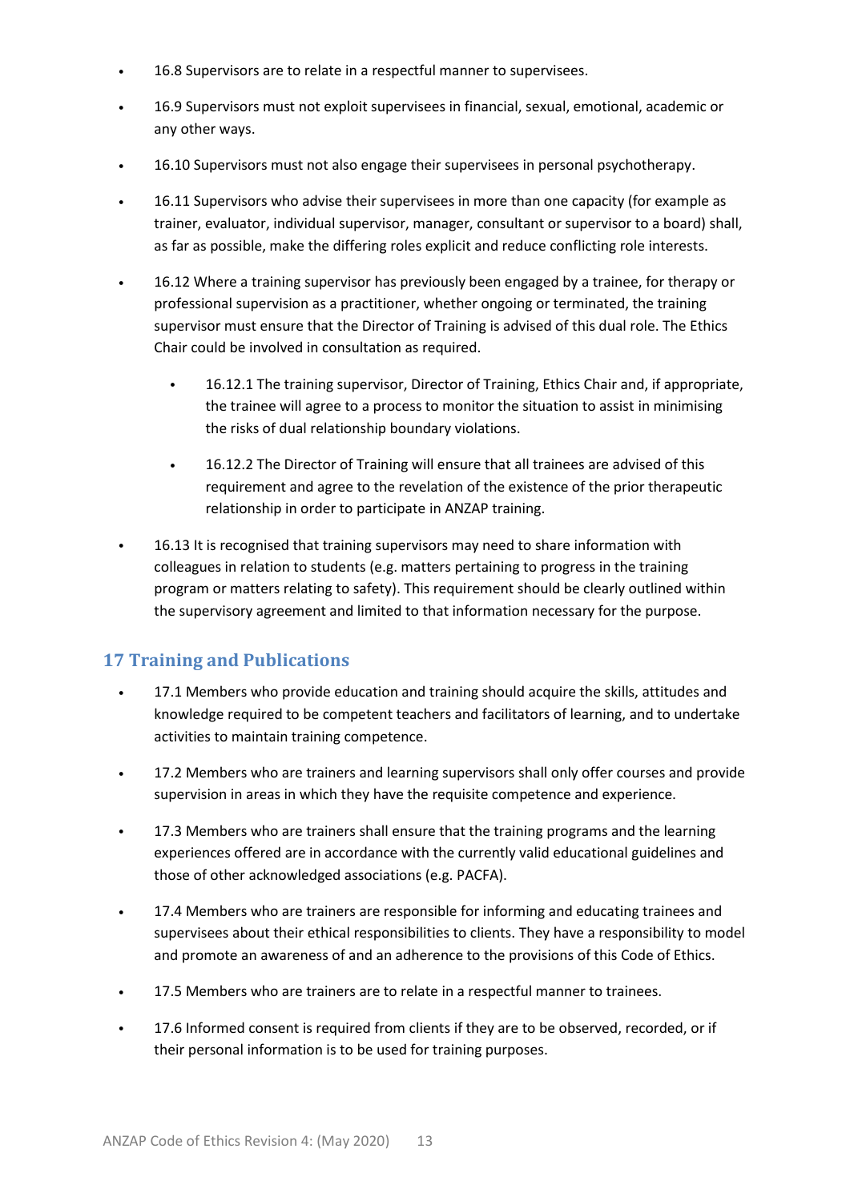- 16.8 Supervisors are to relate in a respectful manner to supervisees.
- 16.9 Supervisors must not exploit supervisees in financial, sexual, emotional, academic or any other ways.
- 16.10 Supervisors must not also engage their supervisees in personal psychotherapy.
- 16.11 Supervisors who advise their supervisees in more than one capacity (for example as trainer, evaluator, individual supervisor, manager, consultant or supervisor to a board) shall, as far as possible, make the differing roles explicit and reduce conflicting role interests.
- 16.12 Where a training supervisor has previously been engaged by a trainee, for therapy or professional supervision as a practitioner, whether ongoing or terminated, the training supervisor must ensure that the Director of Training is advised of this dual role. The Ethics Chair could be involved in consultation as required.
    - 16.12.1 The training supervisor, Director of Training, Ethics Chair and, if appropriate, the trainee will agree to a process to monitor the situation to assist in minimising the risks of dual relationship boundary violations.
    - 16.12.2 The Director of Training will ensure that all trainees are advised of this requirement and agree to the revelation of the existence of the prior therapeutic relationship in order to participate in ANZAP training.
- 16.13 It is recognised that training supervisors may need to share information with colleagues in relation to students (e.g. matters pertaining to progress in the training program or matters relating to safety). This requirement should be clearly outlined within the supervisory agreement and limited to that information necessary for the purpose.

## 17 Training and Publications

- 17.1 Members who provide education and training should acquire the skills, attitudes and knowledge required to be competent teachers and facilitators of learning, and to undertake activities to maintain training competence.
- 17.2 Members who are trainers and learning supervisors shall only offer courses and provide supervision in areas in which they have the requisite competence and experience.
- 17.3 Members who are trainers shall ensure that the training programs and the learning experiences offered are in accordance with the currently valid educational guidelines and those of other acknowledged associations (e.g. PACFA).
- 17.4 Members who are trainers are responsible for informing and educating trainees and supervisees about their ethical responsibilities to clients. They have a responsibility to model and promote an awareness of and an adherence to the provisions of this Code of Ethics.
- 17.5 Members who are trainers are to relate in a respectful manner to trainees.
- 17.6 Informed consent is required from clients if they are to be observed, recorded, or if their personal information is to be used for training purposes.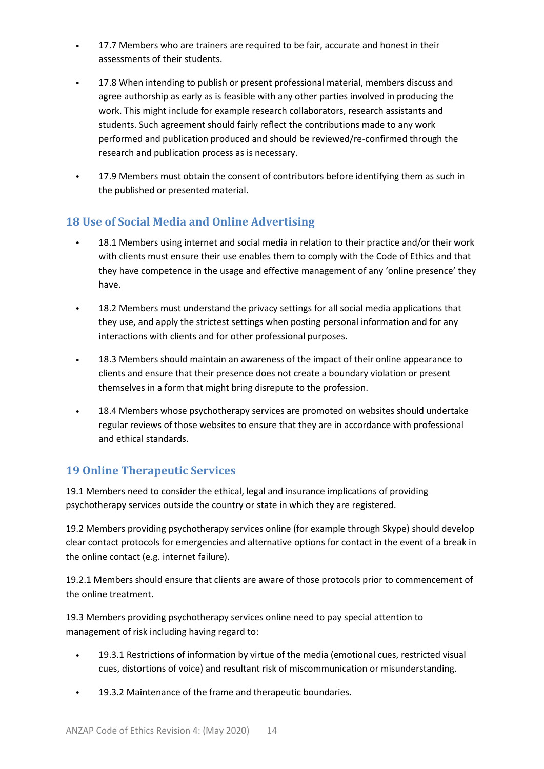- 17.7 Members who are trainers are required to be fair, accurate and honest in their assessments of their students.
- 17.8 When intending to publish or present professional material, members discuss and agree authorship as early as is feasible with any other parties involved in producing the work. This might include for example research collaborators, research assistants and students. Such agreement should fairly reflect the contributions made to any work performed and publication produced and should be reviewed/re-confirmed through the research and publication process as is necessary.
- 17.9 Members must obtain the consent of contributors before identifying them as such in the published or presented material.

## 18 Use of Social Media and Online Advertising

- 18.1 Members using internet and social media in relation to their practice and/or their work with clients must ensure their use enables them to comply with the Code of Ethics and that they have competence in the usage and effective management of any 'online presence' they have.
- 18.2 Members must understand the privacy settings for all social media applications that they use, and apply the strictest settings when posting personal information and for any interactions with clients and for other professional purposes.
- 18.3 Members should maintain an awareness of the impact of their online appearance to clients and ensure that their presence does not create a boundary violation or present themselves in a form that might bring disrepute to the profession.
- 18.4 Members whose psychotherapy services are promoted on websites should undertake regular reviews of those websites to ensure that they are in accordance with professional and ethical standards.

## 19 Online Therapeutic Services

19.1 Members need to consider the ethical, legal and insurance implications of providing psychotherapy services outside the country or state in which they are registered.

19.2 Members providing psychotherapy services online (for example through Skype) should develop clear contact protocols for emergencies and alternative options for contact in the event of a break in the online contact (e.g. internet failure).

19.2.1 Members should ensure that clients are aware of those protocols prior to commencement of the online treatment.

19.3 Members providing psychotherapy services online need to pay special attention to management of risk including having regard to:

- 19.3.1 Restrictions of information by virtue of the media (emotional cues, restricted visual cues, distortions of voice) and resultant risk of miscommunication or misunderstanding.
- 19.3.2 Maintenance of the frame and therapeutic boundaries.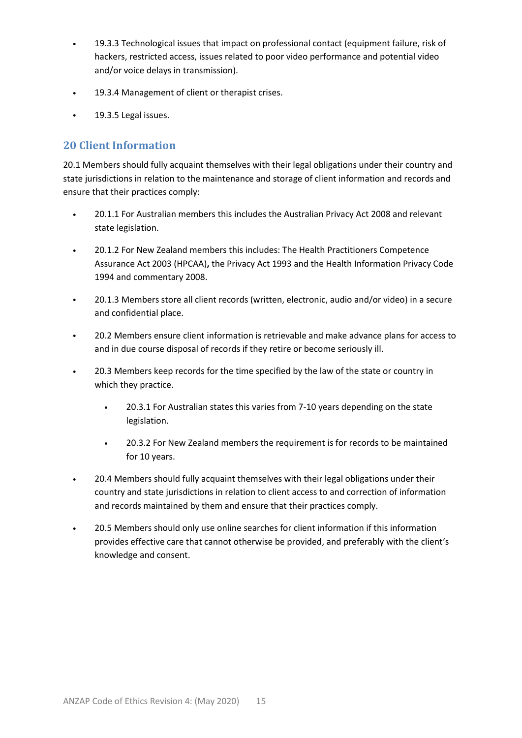- 19.3.3 Technological issues that impact on professional contact (equipment failure, risk of hackers, restricted access, issues related to poor video performance and potential video and/or voice delays in transmission).
- 19.3.4 Management of client or therapist crises.
- 19.3.5 Legal issues.

## 20 Client Information

20.1 Members should fully acquaint themselves with their legal obligations under their country and state jurisdictions in relation to the maintenance and storage of client information and records and ensure that their practices comply:

- 20.1.1 For Australian members this includes the Australian Privacy Act 2008 and relevant state legislation.
- 20.1.2 For New Zealand members this includes: The Health Practitioners Competence Assurance Act 2003 (HPCAA)**,** the Privacy Act 1993 and the Health Information Privacy Code 1994 and commentary 2008.
- 20.1.3 Members store all client records (written, electronic, audio and/or video) in a secure and confidential place.
- 20.2 Members ensure client information is retrievable and make advance plans for access to and in due course disposal of records if they retire or become seriously ill.
- 20.3 Members keep records for the time specified by the law of the state or country in which they practice.
  - 20.3.1 For Australian states this varies from 7-10 years depending on the state legislation.
  - 20.3.2 For New Zealand members the requirement is for records to be maintained for 10 years.
- 20.4 Members should fully acquaint themselves with their legal obligations under their country and state jurisdictions in relation to client access to and correction of information and records maintained by them and ensure that their practices comply.
- 20.5 Members should only use online searches for client information if this information provides effective care that cannot otherwise be provided, and preferably with the client's knowledge and consent.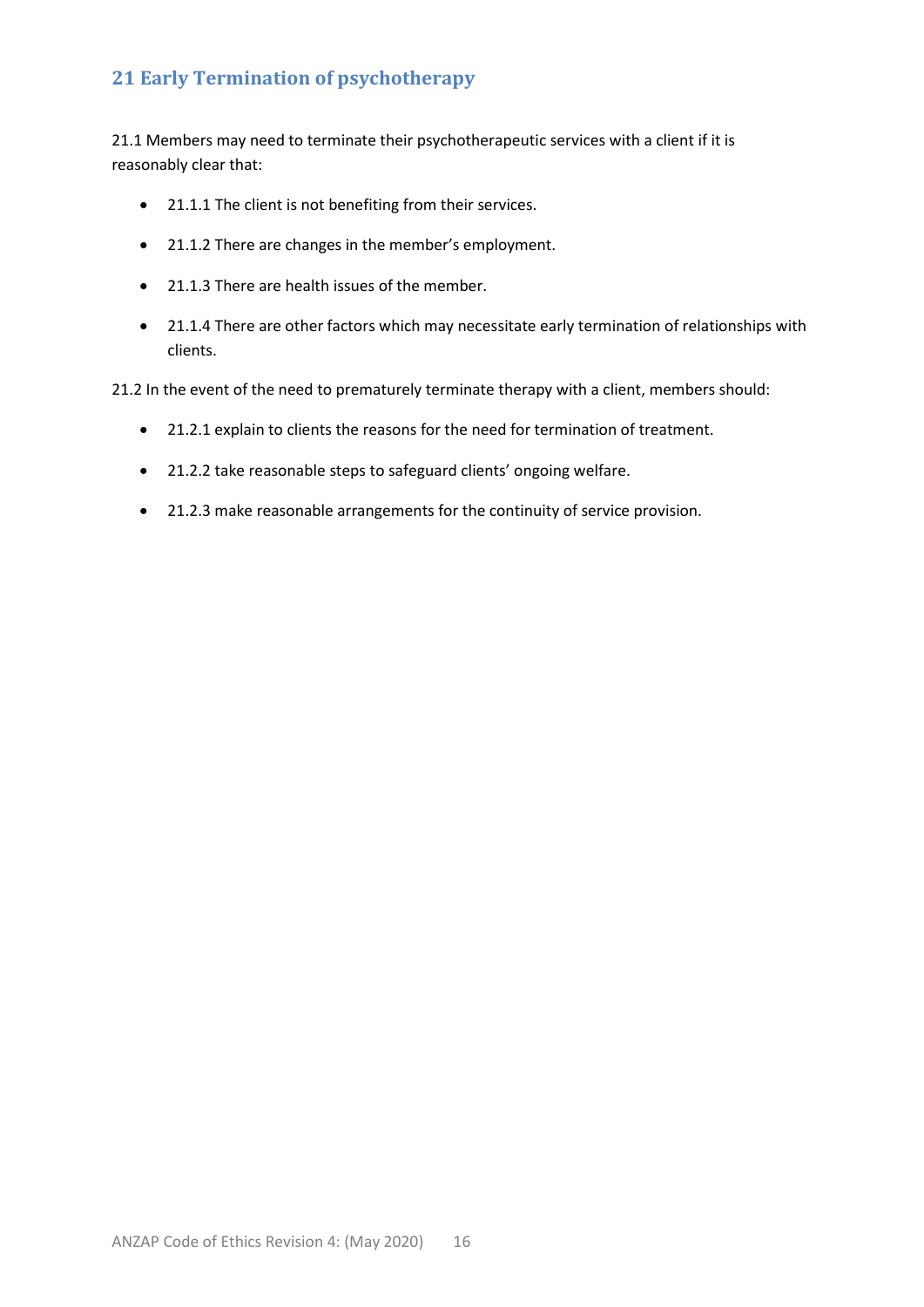## 21 Early Termination of psychotherapy

21.1 Members may need to terminate their psychotherapeutic services with a client if it is reasonably clear that:

- 21.1.1 The client is not benefiting from their services.
- 21.1.2 There are changes in the member's employment.
- 21.1.3 There are health issues of the member.
- 21.1.4 There are other factors which may necessitate early termination of relationships with clients.

21.2 In the event of the need to prematurely terminate therapy with a client, members should:

- 21.2.1 explain to clients the reasons for the need for termination of treatment.
- 21.2.2 take reasonable steps to safeguard clients' ongoing welfare.
- 21.2.3 make reasonable arrangements for the continuity of service provision.